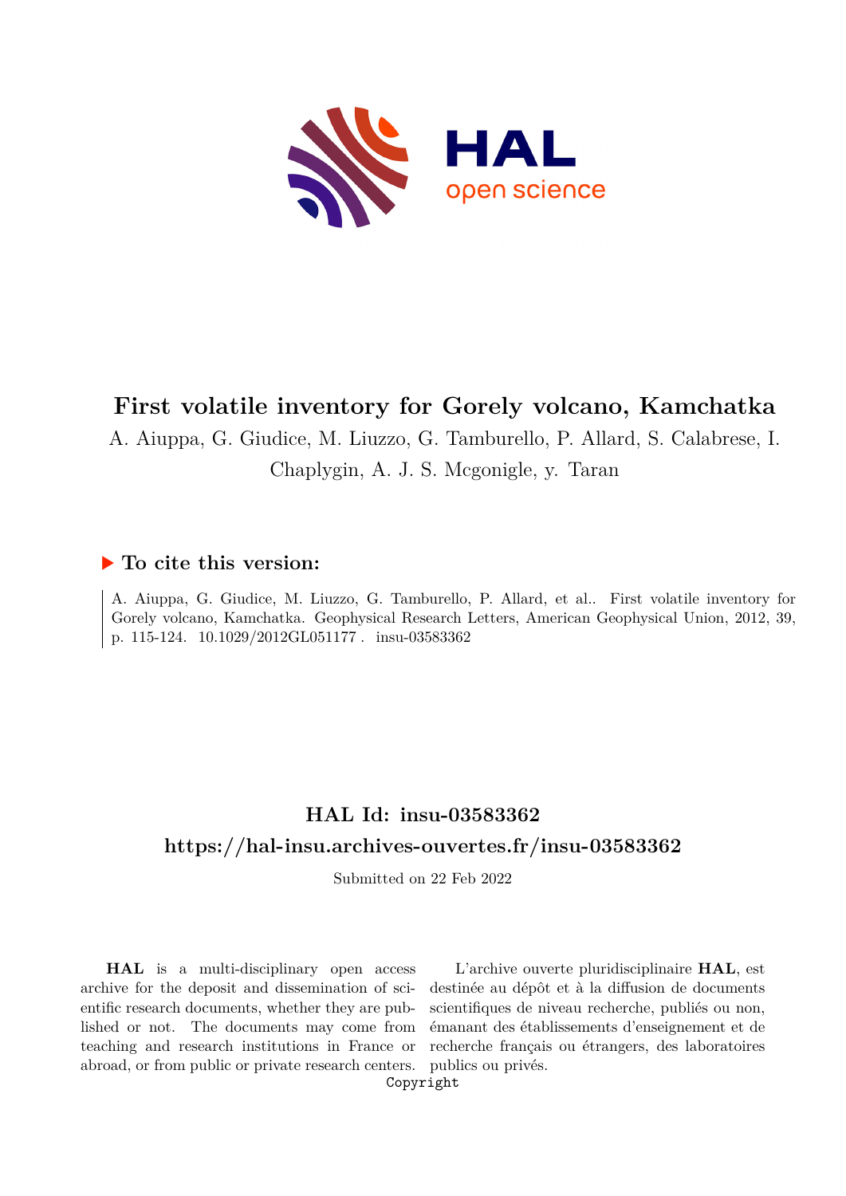# First volatile inventory for Gorely volcano, Kamchatka

A. Aiuppa, G. Giudice, M. Liuzzo, G. Tamburello, P. Allard, S. Calabrese, I. Chaplygin, A. J. S. Mcgonigle, y. Taran

## ▶ To cite this version:

A. Aiuppa, G. Giudice, M. Liuzzo, G. Tamburello, P. Allard, et al.. First volatile inventory for Gorely volcano, Kamchatka. Geophysical Research Letters, American Geophysical Union, 2012, 39, p. 115-124. 10.1029/2012GL051177 . insu-03583362

## HAL Id: insu-03583362

## https://hal-insu.archives-ouvertes.fr/insu-03583362

Submitted on 22 Feb 2022

**HAL** is a multi-disciplinary open access archive for the deposit and dissemination of scientific research documents, whether they are published or not. The documents may come from teaching and research institutions in France or abroad, or from public or private research centers.

L'archive ouverte pluridisciplinaire **HAL**, est destinée au dépôt et à la diffusion de documents scientifiques de niveau recherche, publiés ou non, émanant des établissements d'enseignement et de recherche français ou étrangers, des laboratoires publics ou privés.

Copyright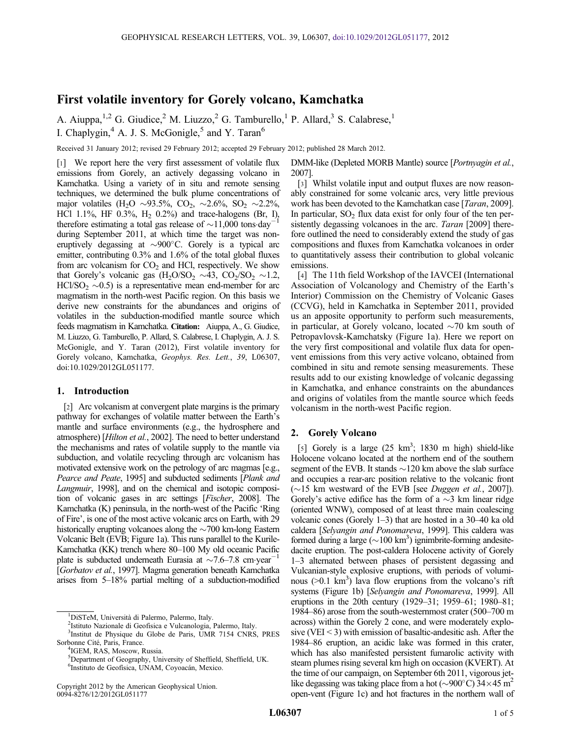# First volatile inventory for Gorely volcano, Kamchatka

A. Aiuppa,[1,2] G. Giudice,[2] M. Liuzzo,[2] G. Tamburello,[1] P. Allard,[3] S. Calabrese,[1] I. Chaplygin,[4] A. J. S. McGonigle,[5] and Y. Taran[6]

Received 31 January 2012; revised 29 February 2012; accepted 29 February 2012; published 28 March 2012.

[1] We report here the very first assessment of volatile flux emissions from Gorely, an actively degassing volcano in Kamchatka. Using a variety of in situ and remote sensing techniques, we determined the bulk plume concentrations of major volatiles ($H_2O$ ~93.5%, $CO_2$, ~2.6%, $SO_2$ ~2.2%, HCl 1.1%, HF 0.3%, $H_2$ 0.2%) and trace-halogens (Br, I), therefore estimating a total gas release of ~11,000 tons·day$^{-1}$ during September 2011, at which time the target was non-eruptively degassing at ~900°C. Gorely is a typical arc emitter, contributing 0.3% and 1.6% of the total global fluxes from arc volcanism for $CO_2$ and HCl, respectively. We show that Gorely's volcanic gas ($H_2O/SO_2$ ~43, $CO_2/SO_2$ ~1.2, $HCl/SO_2$ ~0.5) is a representative mean end-member for arc magmatism in the north-west Pacific region. On this basis we derive new constraints for the abundances and origins of volatiles in the subduction-modified mantle source which feeds magmatism in Kamchatka. **Citation:** Aiuppa, A., G. Giudice, M. Liuzzo, G. Tamburello, P. Allard, S. Calabrese, I. Chaplygin, A. J. S. McGonigle, and Y. Taran (2012), First volatile inventory for Gorely volcano, Kamchatka, *Geophys. Res. Lett.*, *39*, L06307, doi:10.1029/2012GL051177.

## 1. Introduction

[2] Arc volcanism at convergent plate margins is the primary pathway for exchanges of volatile matter between the Earth's mantle and surface environments (e.g., the hydrosphere and atmosphere) [*Hilton et al.*, 2002]. The need to better understand the mechanisms and rates of volatile supply to the mantle via subduction, and volatile recycling through arc volcanism has motivated extensive work on the petrology of arc magmas [e.g., *Pearce and Peate*, 1995] and subducted sediments [*Plank and Langmuir*, 1998], and on the chemical and isotopic composition of volcanic gases in arc settings [*Fischer*, 2008]. The Kamchatka (K) peninsula, in the north-west of the Pacific 'Ring of Fire', is one of the most active volcanic arcs on Earth, with 29 historically erupting volcanoes along the ~700 km-long Eastern Volcanic Belt (EVB; Figure 1a). This runs parallel to the Kurile-Kamchatka (KK) trench where 80–100 My old oceanic Pacific plate is subducted underneath Eurasia at ~7.6–7.8 cm·year$^{-1}$ [*Gorbatov et al.*, 1997]. Magma generation beneath Kamchatka arises from 5–18% partial melting of a subduction-modified DMM-like (Depleted MORB Mantle) source [*Portnyagin et al.*, 2007].

[3] Whilst volatile input and output fluxes are now reasonably constrained for some volcanic arcs, very little previous work has been devoted to the Kamchatkan case [*Taran*, 2009]. In particular, $SO_2$ flux data exist for only four of the ten persistently degassing volcanoes in the arc. *Taran* [2009] therefore outlined the need to considerably extend the study of gas compositions and fluxes from Kamchatka volcanoes in order to quantitatively assess their contribution to global volcanic emissions.

[4] The 11th field Workshop of the IAVCEI (International Association of Volcanology and Chemistry of the Earth's Interior) Commission on the Chemistry of Volcanic Gases (CCVG), held in Kamchatka in September 2011, provided us an apposite opportunity to perform such measurements, in particular, at Gorely volcano, located ~70 km south of Petropavlovsk-Kamchatsky (Figure 1a). Here we report on the very first compositional and volatile flux data for open-vent emissions from this very active volcano, obtained from combined in situ and remote sensing measurements. These results add to our existing knowledge of volcanic degassing in Kamchatka, and enhance constraints on the abundances and origins of volatiles from the mantle source which feeds volcanism in the north-west Pacific region.

## 2. Gorely Volcano

[5] Gorely is a large (25 km$^3$; 1830 m high) shield-like Holocene volcano located at the northern end of the southern segment of the EVB. It stands ~120 km above the slab surface and occupies a rear-arc position relative to the volcanic front (~15 km westward of the EVB [see *Duggen et al.*, 2007]). Gorely's active edifice has the form of a ~3 km linear ridge (oriented WNW), composed of at least three main coalescing volcanic cones (Gorely 1–3) that are hosted in a 30–40 ka old caldera [*Selyangin and Ponomareva*, 1999]. This caldera was formed during a large (~100 km$^3$) ignimbrite-forming andesite-dacite eruption. The post-caldera Holocene activity of Gorely 1–3 alternated between phases of persistent degassing and Vulcanian-style explosive eruptions, with periods of voluminous (>0.1 km$^3$) lava flow eruptions from the volcano's rift systems (Figure 1b) [*Selyangin and Ponomareva*, 1999]. All eruptions in the 20th century (1929–31; 1959–61; 1980–81; 1984–86) arose from the south-westernmost crater (500–700 m across) within the Gorely 2 cone, and were moderately explosive (VEI < 3) with emission of basaltic-andesitic ash. After the 1984–86 eruption, an acidic lake was formed in this crater, which has also manifested persistent fumarolic activity with steam plumes rising several km high on occasion (KVERT). At the time of our campaign, on September 6th 2011, vigorous jet-like degassing was taking place from a hot (~900°C) 34×45 m$^2$ open-vent (Figure 1c) and hot fractures in the northern wall of

[1] DiSTeM, Università di Palermo, Palermo, Italy.
[2] Istituto Nazionale di Geofisica e Vulcanologia, Palermo, Italy.
[3] Institut de Physique du Globe de Paris, UMR 7154 CNRS, PRES Sorbonne Cité, Paris, France.
[4] IGEM, RAS, Moscow, Russia.
[5] Department of Geography, University of Sheffield, Sheffield, UK.
[6] Instituto de Geofísica, UNAM, Coyoacán, Mexico.

Copyright 2012 by the American Geophysical Union.
0094-8276/12/2012GL051177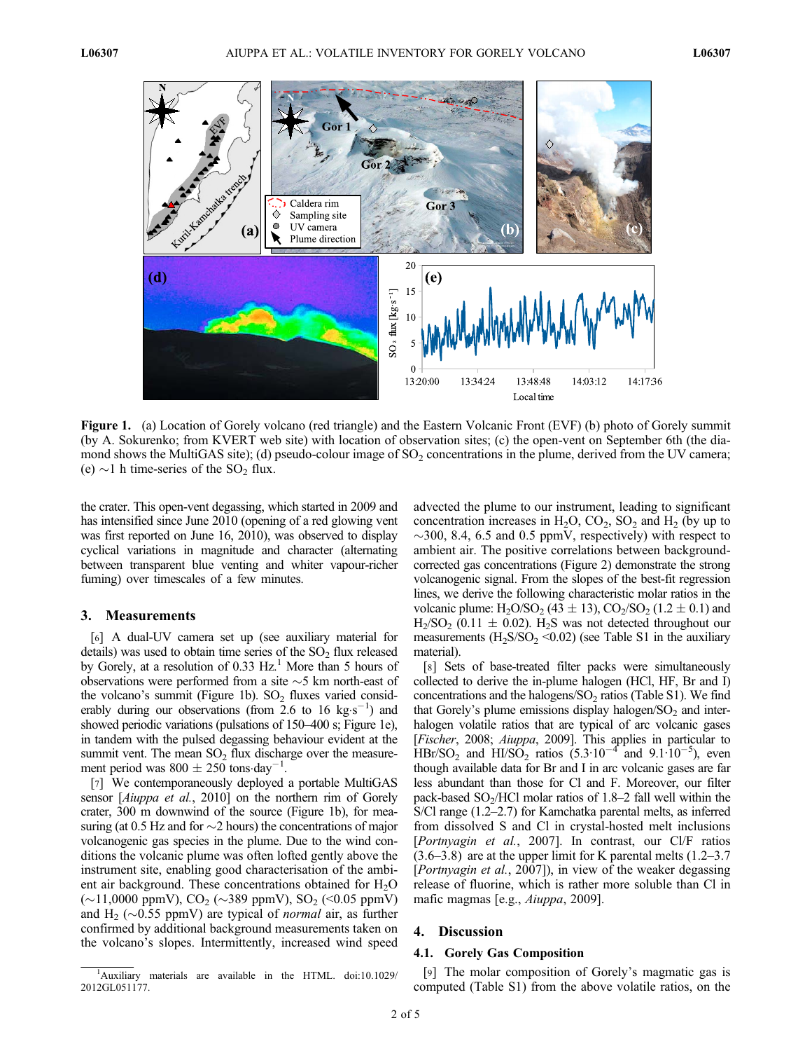**Figure 1.** (a) Location of Gorely volcano (red triangle) and the Eastern Volcanic Front (EVF) (b) photo of Gorely summit (by A. Sokurenko; from KVERT web site) with location of observation sites; (c) the open-vent on September 6th (the diamond shows the MultiGAS site); (d) pseudo-colour image of $SO_2$ concentrations in the plume, derived from the UV camera; (e) ~1 h time-series of the $SO_2$ flux.

the crater. This open-vent degassing, which started in 2009 and has intensified since June 2010 (opening of a red glowing vent was first reported on June 16, 2010), was observed to display cyclical variations in magnitude and character (alternating between transparent blue venting and whiter vapour-richer fuming) over timescales of a few minutes.

## 3. Measurements

[6] A dual-UV camera set up (see auxiliary material for details) was used to obtain time series of the $SO_2$ flux released by Gorely, at a resolution of 0.33 Hz.[1] More than 5 hours of observations were performed from a site ~5 km north-east of the volcano's summit (Figure 1b). $SO_2$ fluxes varied considerably during our observations (from 2.6 to 16 $kg \cdot s^{-1}$) and showed periodic variations (pulsations of 150–400 s; Figure 1e), in tandem with the pulsed degassing behaviour evident at the summit vent. The mean $SO_2$ flux discharge over the measurement period was 800 ± 250 $tons \cdot day^{-1}$.

[7] We contemporaneously deployed a portable MultiGAS sensor [*Aiuppa et al.*, 2010] on the northern rim of Gorely crater, 300 m downwind of the source (Figure 1b), for measuring (at 0.5 Hz and for ~2 hours) the concentrations of major volcanogenic gas species in the plume. Due to the wind conditions the volcanic plume was often lofted gently above the instrument site, enabling good characterisation of the ambient air background. These concentrations obtained for $H_2O$ (~11,0000 ppmV), $CO_2$ (~389 ppmV), $SO_2$ (<0.05 ppmV) and $H_2$ (~0.55 ppmV) are typical of *normal* air, as further confirmed by additional background measurements taken on the volcano's slopes. Intermittently, increased wind speed advected the plume to our instrument, leading to significant concentration increases in $H_2O$, $CO_2$, $SO_2$ and $H_2$ (by up to ~300, 8.4, 6.5 and 0.5 ppmV, respectively) with respect to ambient air. The positive correlations between background-corrected gas concentrations (Figure 2) demonstrate the strong volcanogenic signal. From the slopes of the best-fit regression lines, we derive the following characteristic molar ratios in the volcanic plume: $H_2O/SO_2$ (43 ± 13), $CO_2/SO_2$ (1.2 ± 0.1) and $H_2/SO_2$ (0.11 ± 0.02). $H_2S$ was not detected throughout our measurements ($H_2S/SO_2$ <0.02) (see Table S1 in the auxiliary material).

[8] Sets of base-treated filter packs were simultaneously collected to derive the in-plume halogen (HCl, HF, Br and I) concentrations and the halogens/$SO_2$ ratios (Table S1). We find that Gorely's plume emissions display halogen/$SO_2$ and inter-halogen volatile ratios that are typical of arc volcanic gases [*Fischer*, 2008; *Aiuppa*, 2009]. This applies in particular to $HBr/SO_2$ and $HI/SO_2$ ratios ($5.3 \cdot 10^{-4}$ and $9.1 \cdot 10^{-5}$), even though available data for Br and I in arc volcanic gases are far less abundant than those for Cl and F. Moreover, our filter pack-based $SO_2$/HCl molar ratios of 1.8–2 fall well within the S/Cl range (1.2–2.7) for Kamchatka parental melts, as inferred from dissolved S and Cl in crystal-hosted melt inclusions [*Portnyagin et al.*, 2007]. In contrast, our Cl/F ratios (3.6–3.8) are at the upper limit for K parental melts (1.2–3.7 [*Portnyagin et al.*, 2007]), in view of the weaker degassing release of fluorine, which is rather more soluble than Cl in mafic magmas [e.g., *Aiuppa*, 2009].

## 4. Discussion

### 4.1. Gorely Gas Composition

[9] The molar composition of Gorely's magmatic gas is computed (Table S1) from the above volatile ratios, on the

[1] Auxiliary materials are available in the HTML. doi:10.1029/2012GL051177.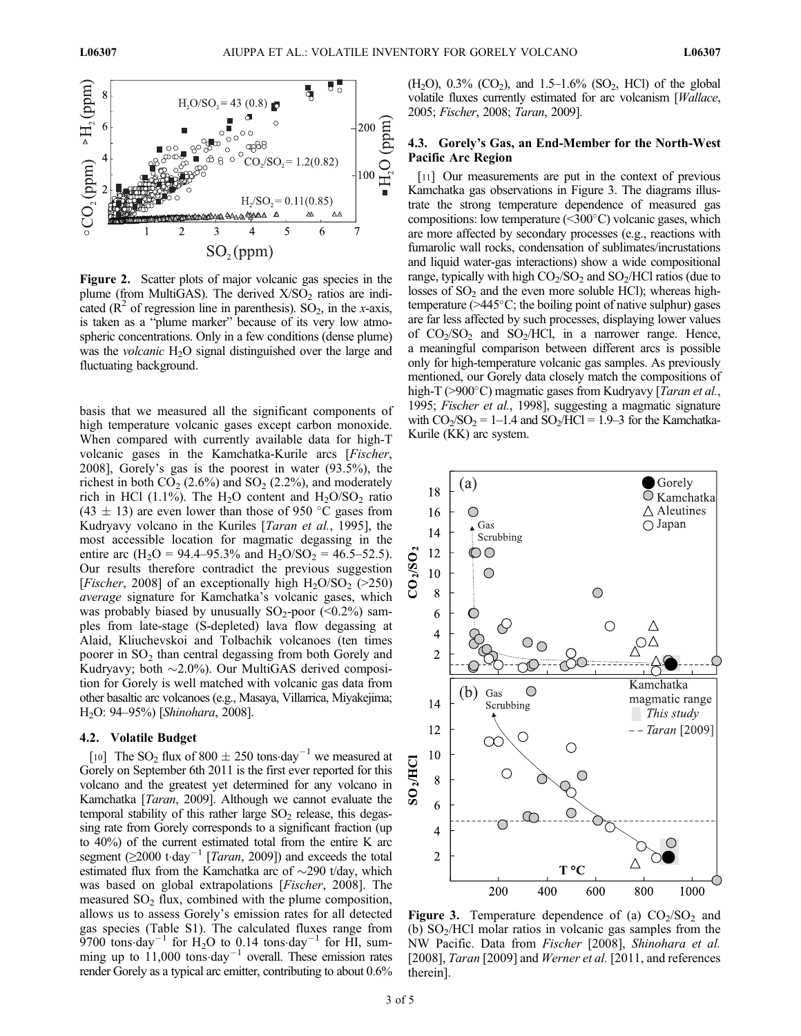Figure 2. Scatter plots of major volcanic gas species in the plume (from MultiGAS). The derived X/$SO_2$ ratios are indicated ($R^2$ of regression line in parenthesis). $SO_2$, in the *x*-axis, is taken as a "plume marker" because of its very low atmospheric concentrations. Only in a few conditions (dense plume) was the *volcanic* $H_2O$ signal distinguished over the large and fluctuating background.

basis that we measured all the significant components of high temperature volcanic gases except carbon monoxide. When compared with currently available data for high-T volcanic gases in the Kamchatka-Kurile arcs [*Fischer*, 2008], Gorely's gas is the poorest in water (93.5%), the richest in both $CO_2$ (2.6%) and $SO_2$ (2.2%), and moderately rich in HCl (1.1%). The $H_2O$ content and $H_2O/SO_2$ ratio (43 ± 13) are even lower than those of 950 °C gases from Kudryavy volcano in the Kuriles [*Taran et al.*, 1995], the most accessible location for magmatic degassing in the entire arc ($H_2O$ = 94.4–95.3% and $H_2O/SO_2$ = 46.5–52.5). Our results therefore contradict the previous suggestion [*Fischer*, 2008] of an exceptionally high $H_2O/SO_2$ (>250) *average* signature for Kamchatka's volcanic gases, which was probably biased by unusually $SO_2$-poor (<0.2%) samples from late-stage (S-depleted) lava flow degassing at Alaid, Kliuchevskoi and Tolbachik volcanoes (ten times poorer in $SO_2$ than central degassing from both Gorely and Kudryavy; both ~2.0%). Our MultiGAS derived composition for Gorely is well matched with volcanic gas data from other basaltic arc volcanoes (e.g., Masaya, Villarrica, Miyakejima; $H_2O$: 94–95%) [*Shinohara*, 2008].

### 4.2. Volatile Budget

[10] The $SO_2$ flux of 800 ± 250 tons·day$^{-1}$ we measured at Gorely on September 6th 2011 is the first ever reported for this volcano and the greatest yet determined for any volcano in Kamchatka [*Taran*, 2009]. Although we cannot evaluate the temporal stability of this rather large $SO_2$ release, this degassing rate from Gorely corresponds to a significant fraction (up to 40%) of the current estimated total from the entire K arc segment (≥2000 t·day$^{-1}$ [*Taran*, 2009]) and exceeds the total estimated flux from the Kamchatka arc of ~290 t/day, which was based on global extrapolations [*Fischer*, 2008]. The measured $SO_2$ flux, combined with the plume composition, allows us to assess Gorely's emission rates for all detected gas species (Table S1). The calculated fluxes range from 9700 tons·day$^{-1}$ for $H_2O$ to 0.14 tons·day$^{-1}$ for HI, summing up to 11,000 tons·day$^{-1}$ overall. These emission rates render Gorely as a typical arc emitter, contributing to about 0.6% ($H_2O$), 0.3% ($CO_2$), and 1.5–1.6% ($SO_2$, HCl) of the global volatile fluxes currently estimated for arc volcanism [*Wallace*, 2005; *Fischer*, 2008; *Taran*, 2009].

### 4.3. Gorely's Gas, an End-Member for the North-West Pacific Arc Region

[11] Our measurements are put in the context of previous Kamchatka gas observations in Figure 3. The diagrams illustrate the strong temperature dependence of measured gas compositions: low temperature (<300°C) volcanic gases, which are more affected by secondary processes (e.g., reactions with fumarolic wall rocks, condensation of sublimates/incrustations and liquid water-gas interactions) show a wide compositional range, typically with high $CO_2/SO_2$ and $SO_2$/HCl ratios (due to losses of $SO_2$ and the even more soluble HCl); whereas high-temperature (>445°C; the boiling point of native sulphur) gases are far less affected by such processes, displaying lower values of $CO_2/SO_2$ and $SO_2$/HCl, in a narrower range. Hence, a meaningful comparison between different arcs is possible only for high-temperature volcanic gas samples. As previously mentioned, our Gorely data closely match the compositions of high-T (>900°C) magmatic gases from Kudryavy [*Taran et al.*, 1995; *Fischer et al.*, 1998], suggesting a magmatic signature with $CO_2/SO_2$ = 1–1.4 and $SO_2$/HCl = 1.9–3 for the Kamchatka-Kurile (KK) arc system.

Figure 3. Temperature dependence of (a) $CO_2/SO_2$ and (b) $SO_2$/HCl molar ratios in volcanic gas samples from the NW Pacific. Data from *Fischer* [2008], *Shinohara et al.* [2008], *Taran* [2009] and *Werner et al.* [2011, and references therein].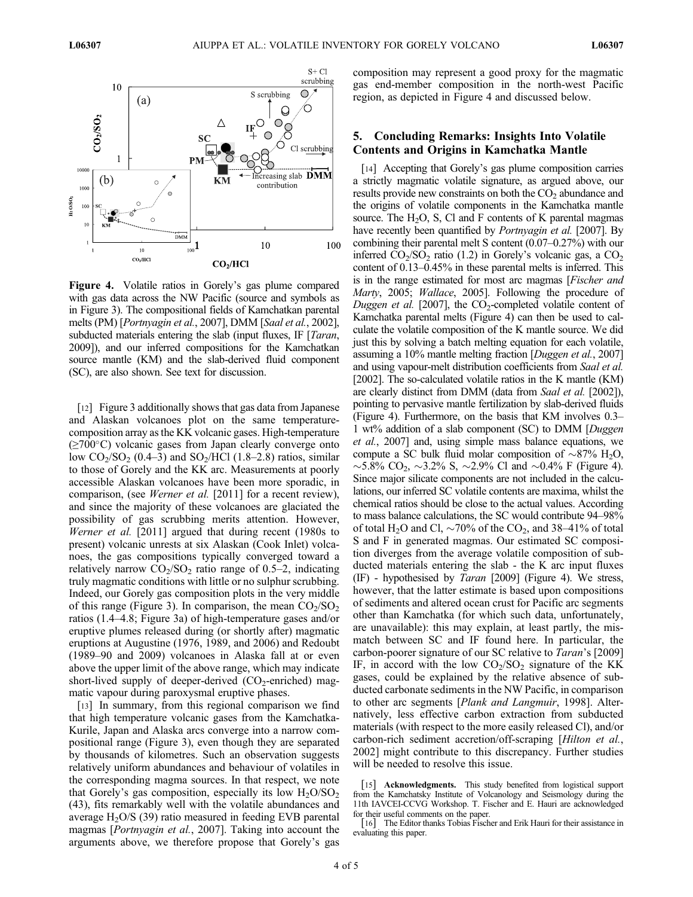**Figure 4.** Volatile ratios in Gorely's gas plume compared with gas data across the NW Pacific (source and symbols as in Figure 3). The compositional fields of Kamchatkan parental melts (PM) [*Portnyagin et al.*, 2007], DMM [*Saal et al.*, 2002], subducted materials entering the slab (input fluxes, IF [*Taran*, 2009]), and our inferred compositions for the Kamchatkan source mantle (KM) and the slab-derived fluid component (SC), are also shown. See text for discussion.

[12] Figure 3 additionally shows that gas data from Japanese and Alaskan volcanoes plot on the same temperature-composition array as the KK volcanic gases. High-temperature (≥700°C) volcanic gases from Japan clearly converge onto low $CO_2/SO_2$ (0.4–3) and $SO_2/HCl$ (1.8–2.8) ratios, similar to those of Gorely and the KK arc. Measurements at poorly accessible Alaskan volcanoes have been more sporadic, in comparison, (see *Werner et al.* [2011] for a recent review), and since the majority of these volcanoes are glaciated the possibility of gas scrubbing merits attention. However, *Werner et al.* [2011] argued that during recent (1980s to present) volcanic unrests at six Alaskan (Cook Inlet) volcanoes, the gas compositions typically converged toward a relatively narrow $CO_2/SO_2$ ratio range of 0.5–2, indicating truly magmatic conditions with little or no sulphur scrubbing. Indeed, our Gorely gas composition plots in the very middle of this range (Figure 3). In comparison, the mean $CO_2/SO_2$ ratios (1.4–4.8; Figure 3a) of high-temperature gases and/or eruptive plumes released during (or shortly after) magmatic eruptions at Augustine (1976, 1989, and 2006) and Redoubt (1989–90 and 2009) volcanoes in Alaska fall at or even above the upper limit of the above range, which may indicate short-lived supply of deeper-derived ($CO_2$-enriched) magmatic vapour during paroxysmal eruptive phases.

[13] In summary, from this regional comparison we find that high temperature volcanic gases from the Kamchatka-Kurile, Japan and Alaska arcs converge into a narrow compositional range (Figure 3), even though they are separated by thousands of kilometres. Such an observation suggests relatively uniform abundances and behaviour of volatiles in the corresponding magma sources. In that respect, we note that Gorely's gas composition, especially its low $H_2O/SO_2$ (43), fits remarkably well with the volatile abundances and average $H_2O/S$ (39) ratio measured in feeding EVB parental magmas [*Portnyagin et al.*, 2007]. Taking into account the arguments above, we therefore propose that Gorely's gas composition may represent a good proxy for the magmatic gas end-member composition in the north-west Pacific region, as depicted in Figure 4 and discussed below.

## 5. Concluding Remarks: Insights Into Volatile Contents and Origins in Kamchatka Mantle

[14] Accepting that Gorely's gas plume composition carries a strictly magmatic volatile signature, as argued above, our results provide new constraints on both the $CO_2$ abundance and the origins of volatile components in the Kamchatka mantle source. The $H_2O$, S, Cl and F contents of K parental magmas have recently been quantified by *Portnyagin et al.* [2007]. By combining their parental melt S content (0.07–0.27%) with our inferred $CO_2/SO_2$ ratio (1.2) in Gorely's volcanic gas, a $CO_2$ content of 0.13–0.45% in these parental melts is inferred. This is in the range estimated for most arc magmas [*Fischer and Marty*, 2005; *Wallace*, 2005]. Following the procedure of *Duggen et al.* [2007], the $CO_2$-completed volatile content of Kamchatka parental melts (Figure 4) can then be used to calculate the volatile composition of the K mantle source. We did just this by solving a batch melting equation for each volatile, assuming a 10% mantle melting fraction [*Duggen et al.*, 2007] and using vapour-melt distribution coefficients from *Saal et al.* [2002]. The so-calculated volatile ratios in the K mantle (KM) are clearly distinct from DMM (data from *Saal et al.* [2002]), pointing to pervasive mantle fertilization by slab-derived fluids (Figure 4). Furthermore, on the basis that KM involves 0.3–1 wt% addition of a slab component (SC) to DMM [*Duggen et al.*, 2007] and, using simple mass balance equations, we compute a SC bulk fluid molar composition of ∼87% $H_2O$, ∼5.8% $CO_2$, ∼3.2% S, ∼2.9% Cl and ∼0.4% F (Figure 4). Since major silicate components are not included in the calculations, our inferred SC volatile contents are maxima, whilst the chemical ratios should be close to the actual values. According to mass balance calculations, the SC would contribute 94–98% of total $H_2O$ and Cl, ∼70% of the $CO_2$, and 38–41% of total S and F in generated magmas. Our estimated SC composition diverges from the average volatile composition of subducted materials entering the slab - the K arc input fluxes (IF) - hypothesised by *Taran* [2009] (Figure 4). We stress, however, that the latter estimate is based upon compositions of sediments and altered ocean crust for Pacific arc segments other than Kamchatka (for which such data, unfortunately, are unavailable): this may explain, at least partly, the mismatch between SC and IF found here. In particular, the carbon-poorer signature of our SC relative to *Taran*'s [2009] IF, in accord with the low $CO_2/SO_2$ signature of the KK gases, could be explained by the relative absence of subducted carbonate sediments in the NW Pacific, in comparison to other arc segments [*Plank and Langmuir*, 1998]. Alternatively, less effective carbon extraction from subducted materials (with respect to the more easily released Cl), and/or carbon-rich sediment accretion/off-scraping [*Hilton et al.*, 2002] might contribute to this discrepancy. Further studies will be needed to resolve this issue.

[15] **Acknowledgments.** This study benefited from logistical support from the Kamchatsky Institute of Volcanology and Seismology during the 11th IAVCEI-CCVG Workshop. T. Fischer and E. Hauri are acknowledged for their useful comments on the paper.

[16] The Editor thanks Tobias Fischer and Erik Hauri for their assistance in evaluating this paper.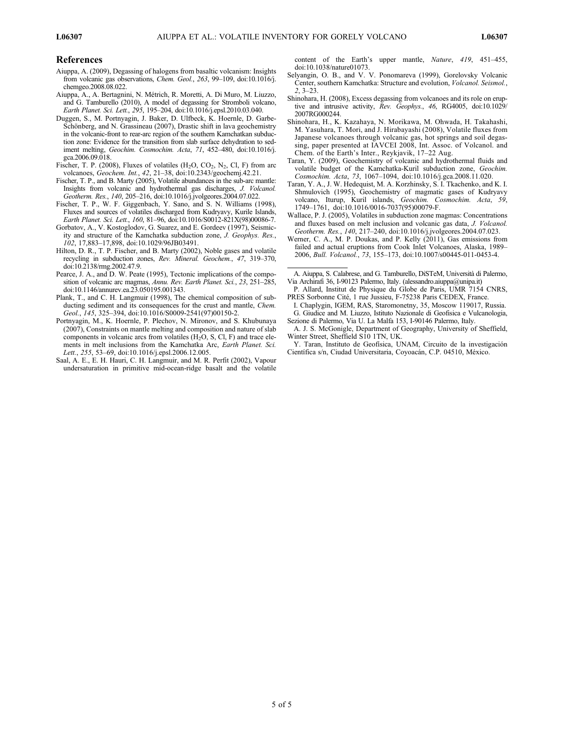## References

Aiuppa, A. (2009), Degassing of halogens from basaltic volcanism: Insights from volcanic gas observations, *Chem. Geol.*, *263*, 99–109, doi:10.1016/j.chemgeo.2008.08.022.

Aiuppa, A., A. Bertagnini, N. Métrich, R. Moretti, A. Di Muro, M. Liuzzo, and G. Tamburello (2010), A model of degassing for Stromboli volcano, *Earth Planet. Sci. Lett.*, *295*, 195–204, doi:10.1016/j.epsl.2010.03.040.

Duggen, S., M. Portnyagin, J. Baker, D. Ulfbeck, K. Hoernle, D. Garbe-Schönberg, and N. Grassineau (2007), Drastic shift in lava geochemistry in the volcanic-front to rear-arc region of the southern Kamchatkan subduction zone: Evidence for the transition from slab surface dehydration to sediment melting, *Geochim. Cosmochim. Acta*, *71*, 452–480, doi:10.1016/j.gca.2006.09.018.

Fischer, T. P. (2008), Fluxes of volatiles ($H_2O$, $CO_2$, $N_2$, Cl, F) from arc volcanoes, *Geochem. Int.*, *42*, 21–38, doi:10.2343/geochemj.42.21.

Fischer, T. P., and B. Marty (2005), Volatile abundances in the sub-arc mantle: Insights from volcanic and hydrothermal gas discharges, *J. Volcanol. Geotherm. Res.*, *140*, 205–216, doi:10.1016/j.jvolgeores.2004.07.022.

Fischer, T. P., W. F. Giggenbach, Y. Sano, and S. N. Williams (1998), Fluxes and sources of volatiles discharged from Kudryavy, Kurile Islands, *Earth Planet. Sci. Lett.*, *160*, 81–96, doi:10.1016/S0012-821X(98)00086-7.

Gorbatov, A., V. Kostoglodov, G. Suarez, and E. Gordeev (1997), Seismicity and structure of the Kamchatka subduction zone, *J. Geophys. Res.*, *102*, 17,883–17,898, doi:10.1029/96JB03491.

Hilton, D. R., T. P. Fischer, and B. Marty (2002), Noble gases and volatile recycling in subduction zones, *Rev. Mineral. Geochem.*, *47*, 319–370, doi:10.2138/rmg.2002.47.9.

Pearce, J. A., and D. W. Peate (1995), Tectonic implications of the composition of volcanic arc magmas, *Annu. Rev. Earth Planet. Sci.*, *23*, 251–285, doi:10.1146/annurev.ea.23.050195.001343.

Plank, T., and C. H. Langmuir (1998), The chemical composition of subducting sediment and its consequences for the crust and mantle, *Chem. Geol.*, *145*, 325–394, doi:10.1016/S0009-2541(97)00150-2.

Portnyagin, M., K. Hoernle, P. Plechov, N. Mironov, and S. Khubunaya (2007), Constraints on mantle melting and composition and nature of slab components in volcanic arcs from volatiles ($H_2O$, S, Cl, F) and trace elements in melt inclusions from the Kamchatka Arc, *Earth Planet. Sci. Lett.*, *255*, 53–69, doi:10.1016/j.epsl.2006.12.005.

Saal, A. E., E. H. Hauri, C. H. Langmuir, and M. R. Perfit (2002), Vapour undersaturation in primitive mid-ocean-ridge basalt and the volatile content of the Earth's upper mantle, *Nature*, *419*, 451–455, doi:10.1038/nature01073.

Selyangin, O. B., and V. V. Ponomareva (1999), Gorelovsky Volcanic Center, southern Kamchatka: Structure and evolution, *Volcanol. Seismol.*, *2*, 3–23.

Shinohara, H. (2008), Excess degassing from volcanoes and its role on eruptive and intrusive activity, *Rev. Geophys.*, *46*, RG4005, doi:10.1029/2007RG000244.

Shinohara, H., K. Kazahaya, N. Morikawa, M. Ohwada, H. Takahashi, M. Yasuhara, T. Mori, and J. Hirabayashi (2008), Volatile fluxes from Japanese volcanoes through volcanic gas, hot springs and soil degassing, paper presented at IAVCEI 2008, Int. Assoc. of Volcanol. and Chem. of the Earth's Inter., Reykjavik, 17–22 Aug.

Taran, Y. (2009), Geochemistry of volcanic and hydrothermal fluids and volatile budget of the Kamchatka-Kuril subduction zone, *Geochim. Cosmochim. Acta*, *73*, 1067–1094, doi:10.1016/j.gca.2008.11.020.

Taran, Y. A., J. W. Hedequist, M. A. Korzhinsky, S. I. Tkachenko, and K. I. Shmulovich (1995), Geochemistry of magmatic gases of Kudryavy volcano, Iturup, Kuril islands, *Geochim. Cosmochim. Acta*, *59*, 1749–1761, doi:10.1016/0016-7037(95)00079-F.

Wallace, P. J. (2005), Volatiles in subduction zone magmas: Concentrations and fluxes based on melt inclusion and volcanic gas data, *J. Volcanol. Geotherm. Res.*, *140*, 217–240, doi:10.1016/j.jvolgeores.2004.07.023.

Werner, C. A., M. P. Doukas, and P. Kelly (2011), Gas emissions from failed and actual eruptions from Cook Inlet Volcanoes, Alaska, 1989–2006, *Bull. Volcanol.*, *73*, 155–173, doi:10.1007/s00445-011-0453-4.

---

A. Aiuppa, S. Calabrese, and G. Tamburello, DiSTeM, Università di Palermo, Via Archirafi 36, I-90123 Palermo, Italy. (alessandro.aiuppa@unipa.it)

P. Allard, Institut de Physique du Globe de Paris, UMR 7154 CNRS, PRES Sorbonne Cité, 1 rue Jussieu, F-75238 Paris CEDEX, France.

I. Chaplygin, IGEM, RAS, Staromonetny, 35, Moscow 119017, Russia.

G. Giudice and M. Liuzzo, Istituto Nazionale di Geofisica e Vulcanologia, Sezione di Palermo, Via U. La Malfa 153, I-90146 Palermo, Italy.

A. J. S. McGonigle, Department of Geography, University of Sheffield, Winter Street, Sheffield S10 1TN, UK.

Y. Taran, Instituto de Geofísica, UNAM, Circuito de la investigación Científica s/n, Ciudad Universitaria, Coyoacán, C.P. 04510, México.